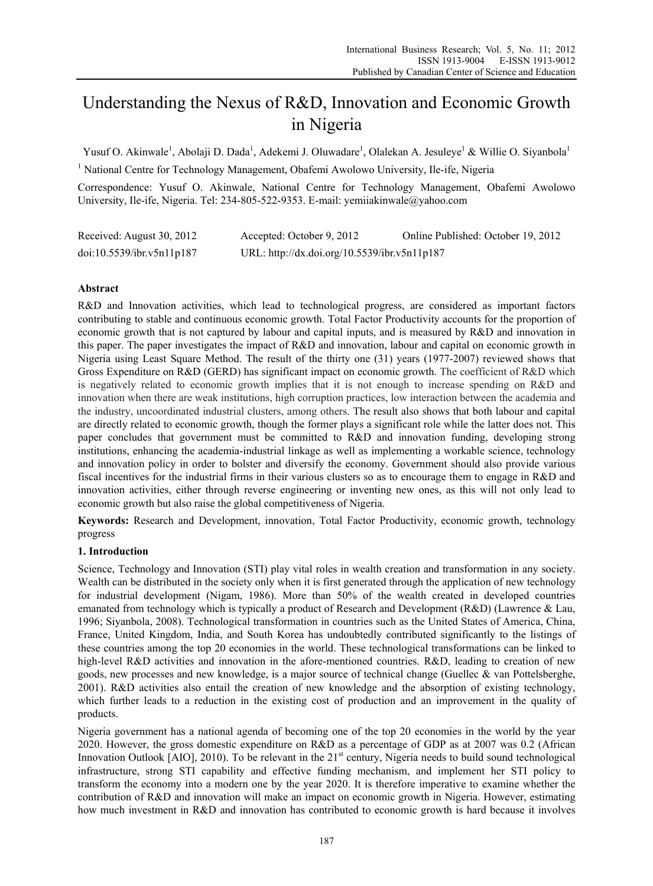# Understanding the Nexus of R&D, Innovation and Economic Growth in Nigeria

Yusuf O. Akinwale[1], Abolaji D. Dada[1], Adekemi J. Oluwadare[1], Olalekan A. Jesuleye[1] & Willie O. Siyanbola[1]

[1] National Centre for Technology Management, Obafemi Awolowo University, Ile-ife, Nigeria

Correspondence: Yusuf O. Akinwale, National Centre for Technology Management, Obafemi Awolowo University, Ile-ife, Nigeria. Tel: 234-805-522-9353. E-mail: yemiiakinwale@yahoo.com

Received: August 30, 2012 Accepted: October 9, 2012 Online Published: October 19, 2012

doi:10.5539/ibr.v5n11p187 URL: http://dx.doi.org/10.5539/ibr.v5n11p187

## Abstract

R&D and Innovation activities, which lead to technological progress, are considered as important factors contributing to stable and continuous economic growth. Total Factor Productivity accounts for the proportion of economic growth that is not captured by labour and capital inputs, and is measured by R&D and innovation in this paper. The paper investigates the impact of R&D and innovation, labour and capital on economic growth in Nigeria using Least Square Method. The result of the thirty one (31) years (1977-2007) reviewed shows that Gross Expenditure on R&D (GERD) has significant impact on economic growth. The coefficient of R&D which is negatively related to economic growth implies that it is not enough to increase spending on R&D and innovation when there are weak institutions, high corruption practices, low interaction between the academia and the industry, uncoordinated industrial clusters, among others. The result also shows that both labour and capital are directly related to economic growth, though the former plays a significant role while the latter does not. This paper concludes that government must be committed to R&D and innovation funding, developing strong institutions, enhancing the academia-industrial linkage as well as implementing a workable science, technology and innovation policy in order to bolster and diversify the economy. Government should also provide various fiscal incentives for the industrial firms in their various clusters so as to encourage them to engage in R&D and innovation activities, either through reverse engineering or inventing new ones, as this will not only lead to economic growth but also raise the global competitiveness of Nigeria.

**Keywords:** Research and Development, innovation, Total Factor Productivity, economic growth, technology progress

## 1. Introduction

Science, Technology and Innovation (STI) play vital roles in wealth creation and transformation in any society. Wealth can be distributed in the society only when it is first generated through the application of new technology for industrial development (Nigam, 1986). More than 50% of the wealth created in developed countries emanated from technology which is typically a product of Research and Development (R&D) (Lawrence & Lau, 1996; Siyanbola, 2008). Technological transformation in countries such as the United States of America, China, France, United Kingdom, India, and South Korea has undoubtedly contributed significantly to the listings of these countries among the top 20 economies in the world. These technological transformations can be linked to high-level R&D activities and innovation in the afore-mentioned countries. R&D, leading to creation of new goods, new processes and new knowledge, is a major source of technical change (Guellec & van Pottelsberghe, 2001). R&D activities also entail the creation of new knowledge and the absorption of existing technology, which further leads to a reduction in the existing cost of production and an improvement in the quality of products.

Nigeria government has a national agenda of becoming one of the top 20 economies in the world by the year 2020. However, the gross domestic expenditure on R&D as a percentage of GDP as at 2007 was 0.2 (African Innovation Outlook [AIO], 2010). To be relevant in the 21st century, Nigeria needs to build sound technological infrastructure, strong STI capability and effective funding mechanism, and implement her STI policy to transform the economy into a modern one by the year 2020. It is therefore imperative to examine whether the contribution of R&D and innovation will make an impact on economic growth in Nigeria. However, estimating how much investment in R&D and innovation has contributed to economic growth is hard because it involves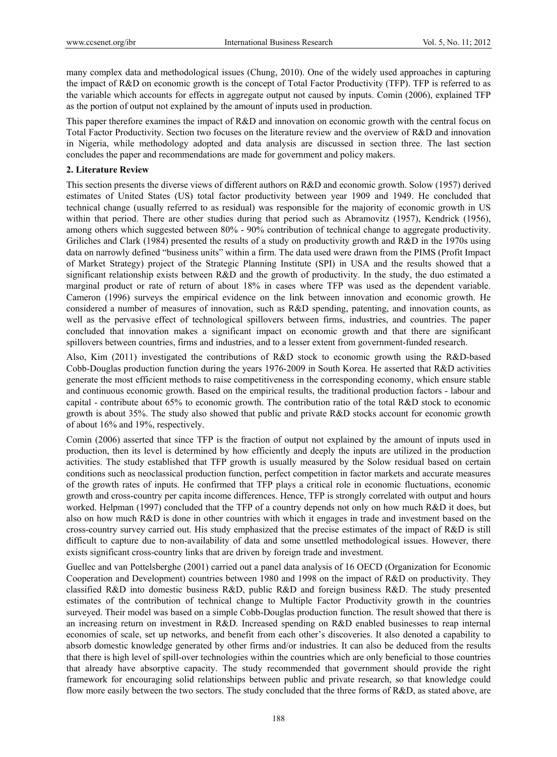many complex data and methodological issues (Chung, 2010). One of the widely used approaches in capturing the impact of R&D on economic growth is the concept of Total Factor Productivity (TFP). TFP is referred to as the variable which accounts for effects in aggregate output not caused by inputs. Comin (2006), explained TFP as the portion of output not explained by the amount of inputs used in production.

This paper therefore examines the impact of R&D and innovation on economic growth with the central focus on Total Factor Productivity. Section two focuses on the literature review and the overview of R&D and innovation in Nigeria, while methodology adopted and data analysis are discussed in section three. The last section concludes the paper and recommendations are made for government and policy makers.

## 2. Literature Review

This section presents the diverse views of different authors on R&D and economic growth. Solow (1957) derived estimates of United States (US) total factor productivity between year 1909 and 1949. He concluded that technical change (usually referred to as residual) was responsible for the majority of economic growth in US within that period. There are other studies during that period such as Abramovitz (1957), Kendrick (1956), among others which suggested between 80% - 90% contribution of technical change to aggregate productivity. Griliches and Clark (1984) presented the results of a study on productivity growth and R&D in the 1970s using data on narrowly defined "business units" within a firm. The data used were drawn from the PIMS (Profit Impact of Market Strategy) project of the Strategic Planning Institute (SPI) in USA and the results showed that a significant relationship exists between R&D and the growth of productivity. In the study, the duo estimated a marginal product or rate of return of about 18% in cases where TFP was used as the dependent variable. Cameron (1996) surveys the empirical evidence on the link between innovation and economic growth. He considered a number of measures of innovation, such as R&D spending, patenting, and innovation counts, as well as the pervasive effect of technological spillovers between firms, industries, and countries. The paper concluded that innovation makes a significant impact on economic growth and that there are significant spillovers between countries, firms and industries, and to a lesser extent from government-funded research.

Also, Kim (2011) investigated the contributions of R&D stock to economic growth using the R&D-based Cobb-Douglas production function during the years 1976-2009 in South Korea. He asserted that R&D activities generate the most efficient methods to raise competitiveness in the corresponding economy, which ensure stable and continuous economic growth. Based on the empirical results, the traditional production factors - labour and capital - contribute about 65% to economic growth. The contribution ratio of the total R&D stock to economic growth is about 35%. The study also showed that public and private R&D stocks account for economic growth of about 16% and 19%, respectively.

Comin (2006) asserted that since TFP is the fraction of output not explained by the amount of inputs used in production, then its level is determined by how efficiently and deeply the inputs are utilized in the production activities. The study established that TFP growth is usually measured by the Solow residual based on certain conditions such as neoclassical production function, perfect competition in factor markets and accurate measures of the growth rates of inputs. He confirmed that TFP plays a critical role in economic fluctuations, economic growth and cross-country per capita income differences. Hence, TFP is strongly correlated with output and hours worked. Helpman (1997) concluded that the TFP of a country depends not only on how much R&D it does, but also on how much R&D is done in other countries with which it engages in trade and investment based on the cross-country survey carried out. His study emphasized that the precise estimates of the impact of R&D is still difficult to capture due to non-availability of data and some unsettled methodological issues. However, there exists significant cross-country links that are driven by foreign trade and investment.

Guellec and van Pottelsberghe (2001) carried out a panel data analysis of 16 OECD (Organization for Economic Cooperation and Development) countries between 1980 and 1998 on the impact of R&D on productivity. They classified R&D into domestic business R&D, public R&D and foreign business R&D. The study presented estimates of the contribution of technical change to Multiple Factor Productivity growth in the countries surveyed. Their model was based on a simple Cobb-Douglas production function. The result showed that there is an increasing return on investment in R&D. Increased spending on R&D enabled businesses to reap internal economies of scale, set up networks, and benefit from each other's discoveries. It also denoted a capability to absorb domestic knowledge generated by other firms and/or industries. It can also be deduced from the results that there is high level of spill-over technologies within the countries which are only beneficial to those countries that already have absorptive capacity. The study recommended that government should provide the right framework for encouraging solid relationships between public and private research, so that knowledge could flow more easily between the two sectors. The study concluded that the three forms of R&D, as stated above, are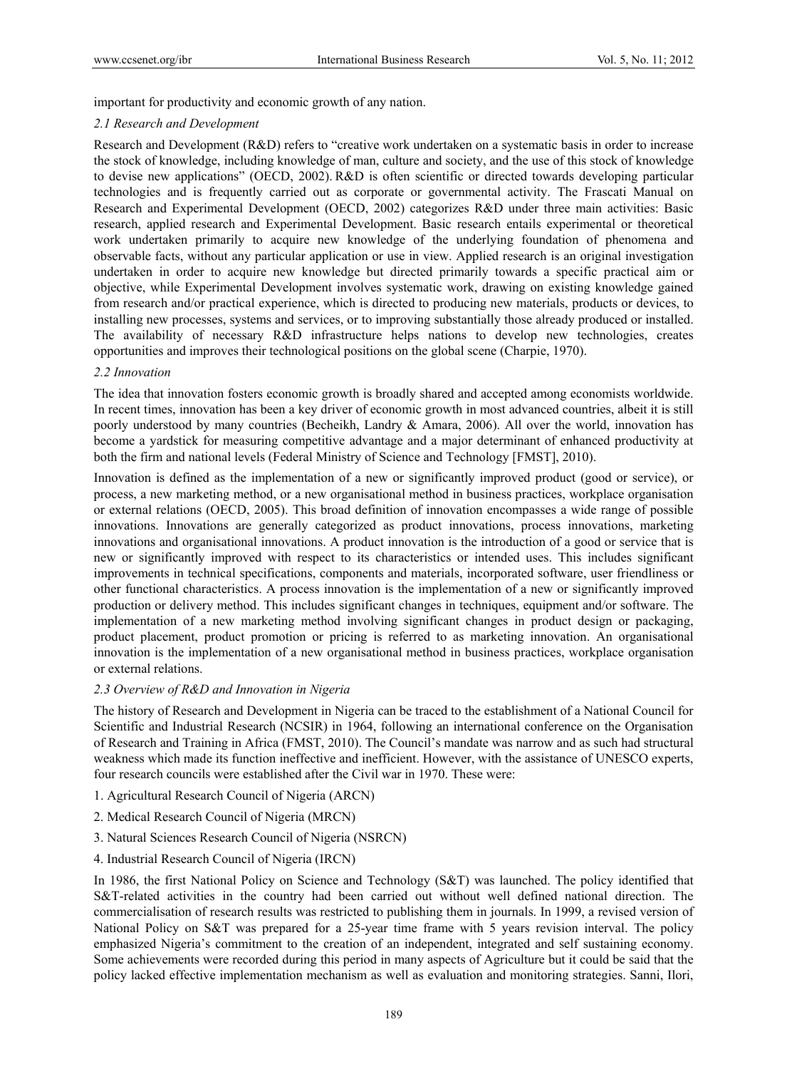important for productivity and economic growth of any nation.

### *2.1 Research and Development*

Research and Development (R&D) refers to "creative work undertaken on a systematic basis in order to increase the stock of knowledge, including knowledge of man, culture and society, and the use of this stock of knowledge to devise new applications" (OECD, 2002). R&D is often scientific or directed towards developing particular technologies and is frequently carried out as corporate or governmental activity. The Frascati Manual on Research and Experimental Development (OECD, 2002) categorizes R&D under three main activities: Basic research, applied research and Experimental Development. Basic research entails experimental or theoretical work undertaken primarily to acquire new knowledge of the underlying foundation of phenomena and observable facts, without any particular application or use in view. Applied research is an original investigation undertaken in order to acquire new knowledge but directed primarily towards a specific practical aim or objective, while Experimental Development involves systematic work, drawing on existing knowledge gained from research and/or practical experience, which is directed to producing new materials, products or devices, to installing new processes, systems and services, or to improving substantially those already produced or installed. The availability of necessary R&D infrastructure helps nations to develop new technologies, creates opportunities and improves their technological positions on the global scene (Charpie, 1970).

### *2.2 Innovation*

The idea that innovation fosters economic growth is broadly shared and accepted among economists worldwide. In recent times, innovation has been a key driver of economic growth in most advanced countries, albeit it is still poorly understood by many countries (Becheikh, Landry & Amara, 2006). All over the world, innovation has become a yardstick for measuring competitive advantage and a major determinant of enhanced productivity at both the firm and national levels (Federal Ministry of Science and Technology [FMST], 2010).

Innovation is defined as the implementation of a new or significantly improved product (good or service), or process, a new marketing method, or a new organisational method in business practices, workplace organisation or external relations (OECD, 2005). This broad definition of innovation encompasses a wide range of possible innovations. Innovations are generally categorized as product innovations, process innovations, marketing innovations and organisational innovations. A product innovation is the introduction of a good or service that is new or significantly improved with respect to its characteristics or intended uses. This includes significant improvements in technical specifications, components and materials, incorporated software, user friendliness or other functional characteristics. A process innovation is the implementation of a new or significantly improved production or delivery method. This includes significant changes in techniques, equipment and/or software. The implementation of a new marketing method involving significant changes in product design or packaging, product placement, product promotion or pricing is referred to as marketing innovation. An organisational innovation is the implementation of a new organisational method in business practices, workplace organisation or external relations.

### *2.3 Overview of R&D and Innovation in Nigeria*

The history of Research and Development in Nigeria can be traced to the establishment of a National Council for Scientific and Industrial Research (NCSIR) in 1964, following an international conference on the Organisation of Research and Training in Africa (FMST, 2010). The Council's mandate was narrow and as such had structural weakness which made its function ineffective and inefficient. However, with the assistance of UNESCO experts, four research councils were established after the Civil war in 1970. These were:

1. Agricultural Research Council of Nigeria (ARCN)
2. Medical Research Council of Nigeria (MRCN)
3. Natural Sciences Research Council of Nigeria (NSRCN)
4. Industrial Research Council of Nigeria (IRCN)

In 1986, the first National Policy on Science and Technology (S&T) was launched. The policy identified that S&T-related activities in the country had been carried out without well defined national direction. The commercialisation of research results was restricted to publishing them in journals. In 1999, a revised version of National Policy on S&T was prepared for a 25-year time frame with 5 years revision interval. The policy emphasized Nigeria's commitment to the creation of an independent, integrated and self sustaining economy. Some achievements were recorded during this period in many aspects of Agriculture but it could be said that the policy lacked effective implementation mechanism as well as evaluation and monitoring strategies. Sanni, Ilori,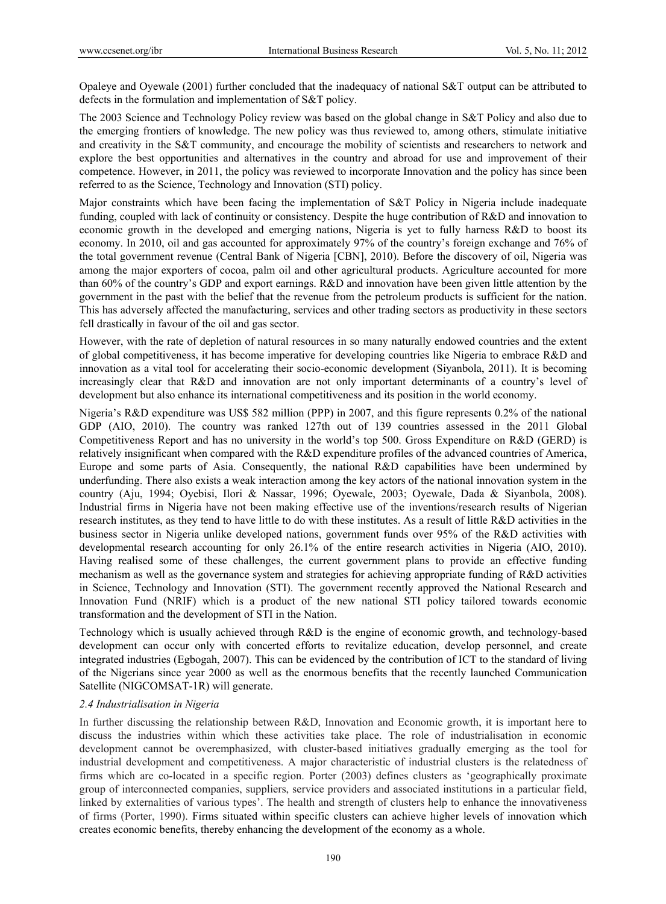Opaleye and Oyewale (2001) further concluded that the inadequacy of national S&T output can be attributed to defects in the formulation and implementation of S&T policy.

The 2003 Science and Technology Policy review was based on the global change in S&T Policy and also due to the emerging frontiers of knowledge. The new policy was thus reviewed to, among others, stimulate initiative and creativity in the S&T community, and encourage the mobility of scientists and researchers to network and explore the best opportunities and alternatives in the country and abroad for use and improvement of their competence. However, in 2011, the policy was reviewed to incorporate Innovation and the policy has since been referred to as the Science, Technology and Innovation (STI) policy.

Major constraints which have been facing the implementation of S&T Policy in Nigeria include inadequate funding, coupled with lack of continuity or consistency. Despite the huge contribution of R&D and innovation to economic growth in the developed and emerging nations, Nigeria is yet to fully harness R&D to boost its economy. In 2010, oil and gas accounted for approximately 97% of the country's foreign exchange and 76% of the total government revenue (Central Bank of Nigeria [CBN], 2010). Before the discovery of oil, Nigeria was among the major exporters of cocoa, palm oil and other agricultural products. Agriculture accounted for more than 60% of the country's GDP and export earnings. R&D and innovation have been given little attention by the government in the past with the belief that the revenue from the petroleum products is sufficient for the nation. This has adversely affected the manufacturing, services and other trading sectors as productivity in these sectors fell drastically in favour of the oil and gas sector.

However, with the rate of depletion of natural resources in so many naturally endowed countries and the extent of global competitiveness, it has become imperative for developing countries like Nigeria to embrace R&D and innovation as a vital tool for accelerating their socio-economic development (Siyanbola, 2011). It is becoming increasingly clear that R&D and innovation are not only important determinants of a country's level of development but also enhance its international competitiveness and its position in the world economy.

Nigeria's R&D expenditure was US$ 582 million (PPP) in 2007, and this figure represents 0.2% of the national GDP (AIO, 2010). The country was ranked 127th out of 139 countries assessed in the 2011 Global Competitiveness Report and has no university in the world's top 500. Gross Expenditure on R&D (GERD) is relatively insignificant when compared with the R&D expenditure profiles of the advanced countries of America, Europe and some parts of Asia. Consequently, the national R&D capabilities have been undermined by underfunding. There also exists a weak interaction among the key actors of the national innovation system in the country (Aju, 1994; Oyebisi, Ilori & Nassar, 1996; Oyewale, 2003; Oyewale, Dada & Siyanbola, 2008). Industrial firms in Nigeria have not been making effective use of the inventions/research results of Nigerian research institutes, as they tend to have little to do with these institutes. As a result of little R&D activities in the business sector in Nigeria unlike developed nations, government funds over 95% of the R&D activities with developmental research accounting for only 26.1% of the entire research activities in Nigeria (AIO, 2010). Having realised some of these challenges, the current government plans to provide an effective funding mechanism as well as the governance system and strategies for achieving appropriate funding of R&D activities in Science, Technology and Innovation (STI). The government recently approved the National Research and Innovation Fund (NRIF) which is a product of the new national STI policy tailored towards economic transformation and the development of STI in the Nation.

Technology which is usually achieved through R&D is the engine of economic growth, and technology-based development can occur only with concerted efforts to revitalize education, develop personnel, and create integrated industries (Egbogah, 2007). This can be evidenced by the contribution of ICT to the standard of living of the Nigerians since year 2000 as well as the enormous benefits that the recently launched Communication Satellite (NIGCOMSAT-1R) will generate.

### *2.4 Industrialisation in Nigeria*

In further discussing the relationship between R&D, Innovation and Economic growth, it is important here to discuss the industries within which these activities take place. The role of industrialisation in economic development cannot be overemphasized, with cluster-based initiatives gradually emerging as the tool for industrial development and competitiveness. A major characteristic of industrial clusters is the relatedness of firms which are co-located in a specific region. Porter (2003) defines clusters as 'geographically proximate group of interconnected companies, suppliers, service providers and associated institutions in a particular field, linked by externalities of various types'. The health and strength of clusters help to enhance the innovativeness of firms (Porter, 1990). Firms situated within specific clusters can achieve higher levels of innovation which creates economic benefits, thereby enhancing the development of the economy as a whole.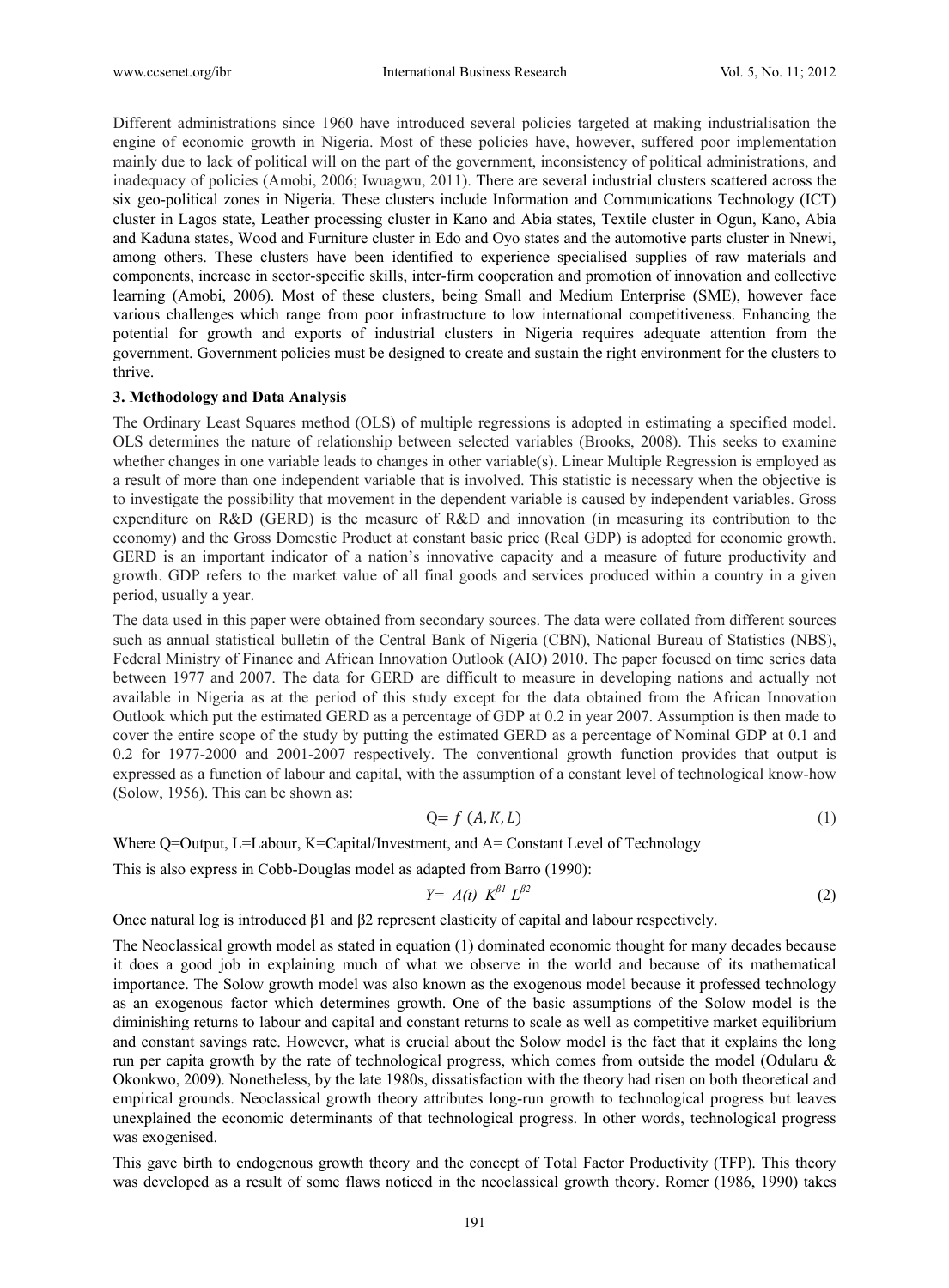Different administrations since 1960 have introduced several policies targeted at making industrialisation the engine of economic growth in Nigeria. Most of these policies have, however, suffered poor implementation mainly due to lack of political will on the part of the government, inconsistency of political administrations, and inadequacy of policies (Amobi, 2006; Iwuagwu, 2011). There are several industrial clusters scattered across the six geo-political zones in Nigeria. These clusters include Information and Communications Technology (ICT) cluster in Lagos state, Leather processing cluster in Kano and Abia states, Textile cluster in Ogun, Kano, Abia and Kaduna states, Wood and Furniture cluster in Edo and Oyo states and the automotive parts cluster in Nnewi, among others. These clusters have been identified to experience specialised supplies of raw materials and components, increase in sector-specific skills, inter-firm cooperation and promotion of innovation and collective learning (Amobi, 2006). Most of these clusters, being Small and Medium Enterprise (SME), however face various challenges which range from poor infrastructure to low international competitiveness. Enhancing the potential for growth and exports of industrial clusters in Nigeria requires adequate attention from the government. Government policies must be designed to create and sustain the right environment for the clusters to thrive.

### 3. Methodology and Data Analysis

The Ordinary Least Squares method (OLS) of multiple regressions is adopted in estimating a specified model. OLS determines the nature of relationship between selected variables (Brooks, 2008). This seeks to examine whether changes in one variable leads to changes in other variable(s). Linear Multiple Regression is employed as a result of more than one independent variable that is involved. This statistic is necessary when the objective is to investigate the possibility that movement in the dependent variable is caused by independent variables. Gross expenditure on R&D (GERD) is the measure of R&D and innovation (in measuring its contribution to the economy) and the Gross Domestic Product at constant basic price (Real GDP) is adopted for economic growth. GERD is an important indicator of a nation's innovative capacity and a measure of future productivity and growth. GDP refers to the market value of all final goods and services produced within a country in a given period, usually a year.

The data used in this paper were obtained from secondary sources. The data were collated from different sources such as annual statistical bulletin of the Central Bank of Nigeria (CBN), National Bureau of Statistics (NBS), Federal Ministry of Finance and African Innovation Outlook (AIO) 2010. The paper focused on time series data between 1977 and 2007. The data for GERD are difficult to measure in developing nations and actually not available in Nigeria as at the period of this study except for the data obtained from the African Innovation Outlook which put the estimated GERD as a percentage of GDP at 0.2 in year 2007. Assumption is then made to cover the entire scope of the study by putting the estimated GERD as a percentage of Nominal GDP at 0.1 and 0.2 for 1977-2000 and 2001-2007 respectively. The conventional growth function provides that output is expressed as a function of labour and capital, with the assumption of a constant level of technological know-how (Solow, 1956). This can be shown as:

$$Q = f\ (A, K, L) \tag{1}$$

Where Q=Output, L=Labour, K=Capital/Investment, and A= Constant Level of Technology

This is also express in Cobb-Douglas model as adapted from Barro (1990):

$$Y = A(t)\ K^{\beta 1}\ L^{\beta 2} \tag{2}$$

Once natural log is introduced $\beta 1$ and $\beta 2$ represent elasticity of capital and labour respectively.

The Neoclassical growth model as stated in equation (1) dominated economic thought for many decades because it does a good job in explaining much of what we observe in the world and because of its mathematical importance. The Solow growth model was also known as the exogenous model because it professed technology as an exogenous factor which determines growth. One of the basic assumptions of the Solow model is the diminishing returns to labour and capital and constant returns to scale as well as competitive market equilibrium and constant savings rate. However, what is crucial about the Solow model is the fact that it explains the long run per capita growth by the rate of technological progress, which comes from outside the model (Odularu & Okonkwo, 2009). Nonetheless, by the late 1980s, dissatisfaction with the theory had risen on both theoretical and empirical grounds. Neoclassical growth theory attributes long-run growth to technological progress but leaves unexplained the economic determinants of that technological progress. In other words, technological progress was exogenised.

This gave birth to endogenous growth theory and the concept of Total Factor Productivity (TFP). This theory was developed as a result of some flaws noticed in the neoclassical growth theory. Romer (1986, 1990) takes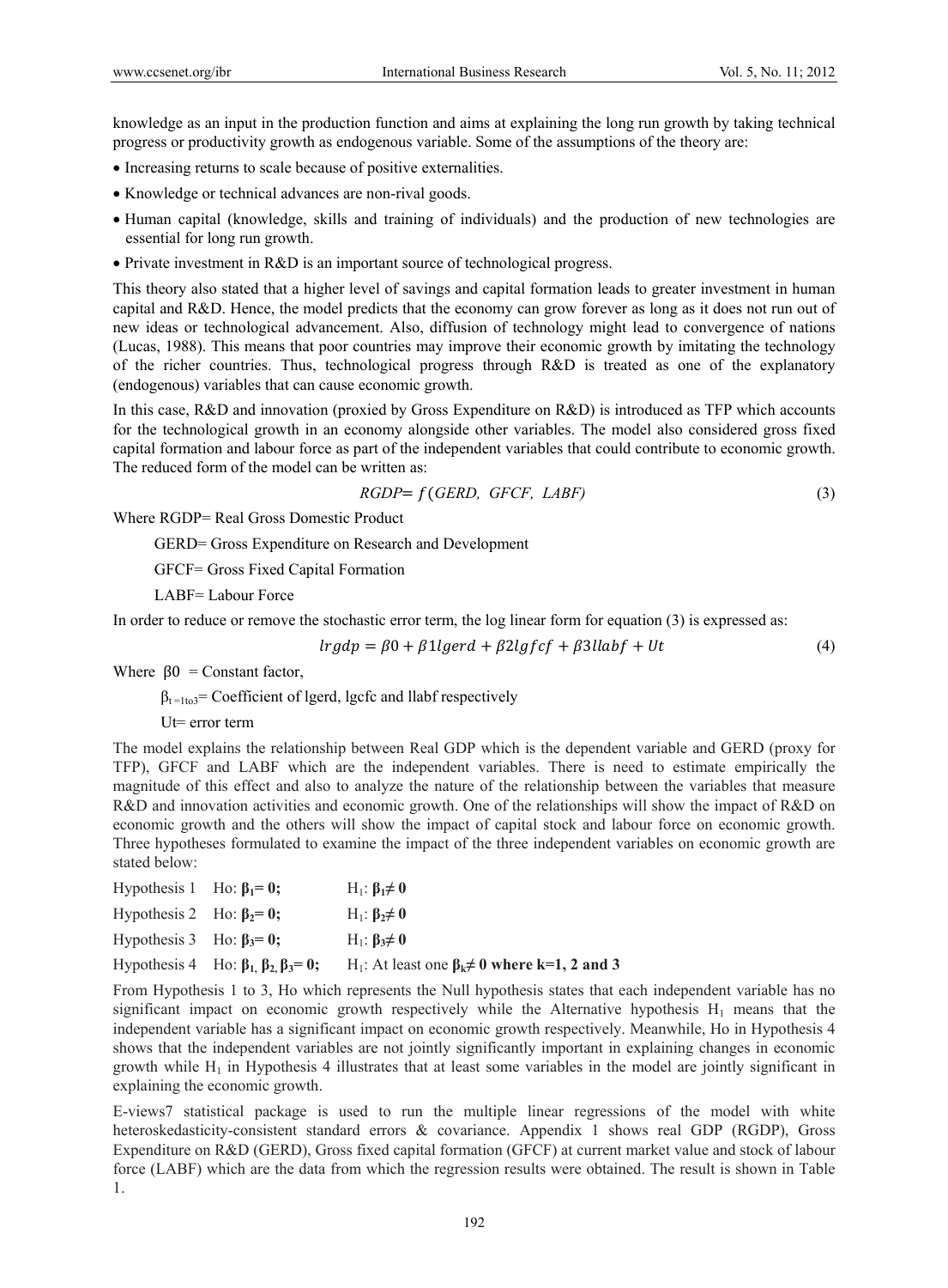knowledge as an input in the production function and aims at explaining the long run growth by taking technical progress or productivity growth as endogenous variable. Some of the assumptions of the theory are:

- Increasing returns to scale because of positive externalities.
- Knowledge or technical advances are non-rival goods.
- Human capital (knowledge, skills and training of individuals) and the production of new technologies are essential for long run growth.
- Private investment in R&D is an important source of technological progress.

This theory also stated that a higher level of savings and capital formation leads to greater investment in human capital and R&D. Hence, the model predicts that the economy can grow forever as long as it does not run out of new ideas or technological advancement. Also, diffusion of technology might lead to convergence of nations (Lucas, 1988). This means that poor countries may improve their economic growth by imitating the technology of the richer countries. Thus, technological progress through R&D is treated as one of the explanatory (endogenous) variables that can cause economic growth.

In this case, R&D and innovation (proxied by Gross Expenditure on R&D) is introduced as TFP which accounts for the technological growth in an economy alongside other variables. The model also considered gross fixed capital formation and labour force as part of the independent variables that could contribute to economic growth. The reduced form of the model can be written as:

$$RGDP = f(GERD,\ GFCF,\ LABF) \tag{3}$$

Where RGDP= Real Gross Domestic Product

GERD= Gross Expenditure on Research and Development

GFCF= Gross Fixed Capital Formation

LABF= Labour Force

In order to reduce or remove the stochastic error term, the log linear form for equation (3) is expressed as:

$$lrgdp = \beta 0 + \beta 1 lgerd + \beta 2 lgfcf + \beta 3 llabf + Ut \tag{4}$$

Where $\beta 0$ = Constant factor,

$\beta_{t=1to3}$= Coefficient of lgerd, lgcfc and llabf respectively

Ut= error term

The model explains the relationship between Real GDP which is the dependent variable and GERD (proxy for TFP), GFCF and LABF which are the independent variables. There is need to estimate empirically the magnitude of this effect and also to analyze the nature of the relationship between the variables that measure R&D and innovation activities and economic growth. One of the relationships will show the impact of R&D on economic growth and the others will show the impact of capital stock and labour force on economic growth. Three hypotheses formulated to examine the impact of the three independent variables on economic growth are stated below:

Hypothesis 1 Ho: $\boldsymbol{\beta_1 = 0}$; H[1]: $\boldsymbol{\beta_1 \neq 0}$

Hypothesis 2 Ho: $\boldsymbol{\beta_2 = 0}$; H[1]: $\boldsymbol{\beta_2 \neq 0}$

Hypothesis 3 Ho: $\boldsymbol{\beta_3 = 0}$; H[1]: $\boldsymbol{\beta_3 \neq 0}$

Hypothesis 4 Ho: $\boldsymbol{\beta_1, \beta_2, \beta_3 = 0}$; H[1]: At least one $\boldsymbol{\beta_k \neq 0}$ **where k=1, 2 and 3**

From Hypothesis 1 to 3, Ho which represents the Null hypothesis states that each independent variable has no significant impact on economic growth respectively while the Alternative hypothesis $H_1$ means that the independent variable has a significant impact on economic growth respectively. Meanwhile, Ho in Hypothesis 4 shows that the independent variables are not jointly significantly important in explaining changes in economic growth while $H_1$ in Hypothesis 4 illustrates that at least some variables in the model are jointly significant in explaining the economic growth.

E-views7 statistical package is used to run the multiple linear regressions of the model with white heteroskedasticity-consistent standard errors & covariance. Appendix 1 shows real GDP (RGDP), Gross Expenditure on R&D (GERD), Gross fixed capital formation (GFCF) at current market value and stock of labour force (LABF) which are the data from which the regression results were obtained. The result is shown in Table 1.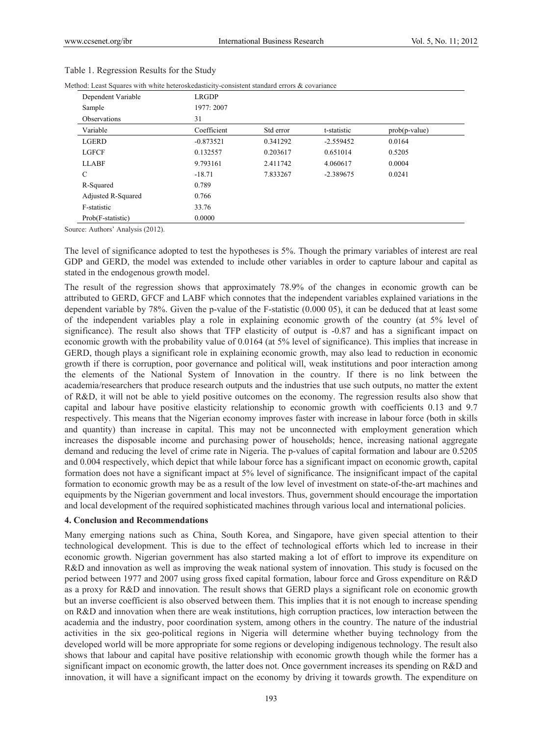Table 1. Regression Results for the Study

Method: Least Squares with white heteroskedasticity-consistent standard errors & covariance

| Dependent Variable | LRGDP | | | |
|---|---|---|---|---|
| Sample | 1977: 2007 | | | |
| Observations | 31 | | | |
| Variable | Coefficient | Std error | t-statistic | prob(p-value) |
| LGERD | -0.873521 | 0.341292 | -2.559452 | 0.0164 |
| LGFCF | 0.132557 | 0.203617 | 0.651014 | 0.5205 |
| LLABF | 9.793161 | 2.411742 | 4.060617 | 0.0004 |
| C | -18.71 | 7.833267 | -2.389675 | 0.0241 |
| R-Squared | 0.789 | | | |
| Adjusted R-Squared | 0.766 | | | |
| F-statistic | 33.76 | | | |
| Prob(F-statistic) | 0.0000 | | | |

Source: Authors' Analysis (2012).

The level of significance adopted to test the hypotheses is 5%. Though the primary variables of interest are real GDP and GERD, the model was extended to include other variables in order to capture labour and capital as stated in the endogenous growth model.

The result of the regression shows that approximately 78.9% of the changes in economic growth can be attributed to GERD, GFCF and LABF which connotes that the independent variables explained variations in the dependent variable by 78%. Given the p-value of the F-statistic (0.000 05), it can be deduced that at least some of the independent variables play a role in explaining economic growth of the country (at 5% level of significance). The result also shows that TFP elasticity of output is -0.87 and has a significant impact on economic growth with the probability value of 0.0164 (at 5% level of significance). This implies that increase in GERD, though plays a significant role in explaining economic growth, may also lead to reduction in economic growth if there is corruption, poor governance and political will, weak institutions and poor interaction among the elements of the National System of Innovation in the country. If there is no link between the academia/researchers that produce research outputs and the industries that use such outputs, no matter the extent of R&D, it will not be able to yield positive outcomes on the economy. The regression results also show that capital and labour have positive elasticity relationship to economic growth with coefficients 0.13 and 9.7 respectively. This means that the Nigerian economy improves faster with increase in labour force (both in skills and quantity) than increase in capital. This may not be unconnected with employment generation which increases the disposable income and purchasing power of households; hence, increasing national aggregate demand and reducing the level of crime rate in Nigeria. The p-values of capital formation and labour are 0.5205 and 0.004 respectively, which depict that while labour force has a significant impact on economic growth, capital formation does not have a significant impact at 5% level of significance. The insignificant impact of the capital formation to economic growth may be as a result of the low level of investment on state-of-the-art machines and equipments by the Nigerian government and local investors. Thus, government should encourage the importation and local development of the required sophisticated machines through various local and international policies.

## 4. Conclusion and Recommendations

Many emerging nations such as China, South Korea, and Singapore, have given special attention to their technological development. This is due to the effect of technological efforts which led to increase in their economic growth. Nigerian government has also started making a lot of effort to improve its expenditure on R&D and innovation as well as improving the weak national system of innovation. This study is focused on the period between 1977 and 2007 using gross fixed capital formation, labour force and Gross expenditure on R&D as a proxy for R&D and innovation. The result shows that GERD plays a significant role on economic growth but an inverse coefficient is also observed between them. This implies that it is not enough to increase spending on R&D and innovation when there are weak institutions, high corruption practices, low interaction between the academia and the industry, poor coordination system, among others in the country. The nature of the industrial activities in the six geo-political regions in Nigeria will determine whether buying technology from the developed world will be more appropriate for some regions or developing indigenous technology. The result also shows that labour and capital have positive relationship with economic growth though while the former has a significant impact on economic growth, the latter does not. Once government increases its spending on R&D and innovation, it will have a significant impact on the economy by driving it towards growth. The expenditure on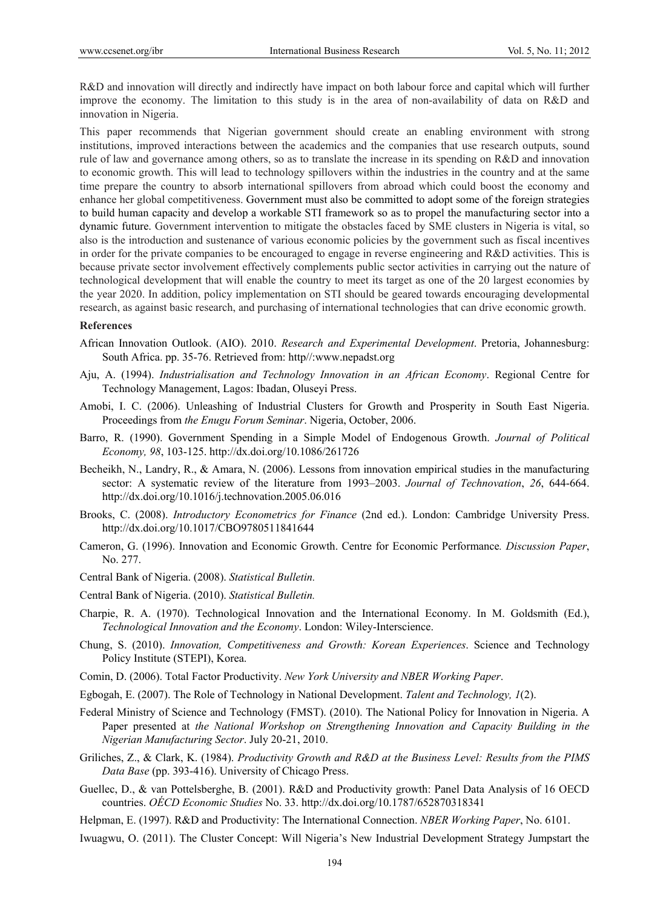R&D and innovation will directly and indirectly have impact on both labour force and capital which will further improve the economy. The limitation to this study is in the area of non-availability of data on R&D and innovation in Nigeria.

This paper recommends that Nigerian government should create an enabling environment with strong institutions, improved interactions between the academics and the companies that use research outputs, sound rule of law and governance among others, so as to translate the increase in its spending on R&D and innovation to economic growth. This will lead to technology spillovers within the industries in the country and at the same time prepare the country to absorb international spillovers from abroad which could boost the economy and enhance her global competitiveness. Government must also be committed to adopt some of the foreign strategies to build human capacity and develop a workable STI framework so as to propel the manufacturing sector into a dynamic future. Government intervention to mitigate the obstacles faced by SME clusters in Nigeria is vital, so also is the introduction and sustenance of various economic policies by the government such as fiscal incentives in order for the private companies to be encouraged to engage in reverse engineering and R&D activities. This is because private sector involvement effectively complements public sector activities in carrying out the nature of technological development that will enable the country to meet its target as one of the 20 largest economies by the year 2020. In addition, policy implementation on STI should be geared towards encouraging developmental research, as against basic research, and purchasing of international technologies that can drive economic growth.

## References

African Innovation Outlook. (AIO). 2010. *Research and Experimental Development*. Pretoria, Johannesburg: South Africa. pp. 35-76. Retrieved from: http//:www.nepadst.org

Aju, A. (1994). *Industrialisation and Technology Innovation in an African Economy*. Regional Centre for Technology Management, Lagos: Ibadan, Oluseyi Press.

Amobi, I. C. (2006). Unleashing of Industrial Clusters for Growth and Prosperity in South East Nigeria. Proceedings from *the Enugu Forum Seminar*. Nigeria, October, 2006.

Barro, R. (1990). Government Spending in a Simple Model of Endogenous Growth. *Journal of Political Economy, 98*, 103-125. http://dx.doi.org/10.1086/261726

Becheikh, N., Landry, R., & Amara, N. (2006). Lessons from innovation empirical studies in the manufacturing sector: A systematic review of the literature from 1993–2003. *Journal of Technovation*, *26*, 644-664. http://dx.doi.org/10.1016/j.technovation.2005.06.016

Brooks, C. (2008). *Introductory Econometrics for Finance* (2nd ed.). London: Cambridge University Press. http://dx.doi.org/10.1017/CBO9780511841644

Cameron, G. (1996). Innovation and Economic Growth. Centre for Economic Performance*. Discussion Paper*, No. 277.

Central Bank of Nigeria. (2008). *Statistical Bulletin.*

Central Bank of Nigeria. (2010). *Statistical Bulletin.*

Charpie, R. A. (1970). Technological Innovation and the International Economy. In M. Goldsmith (Ed.), *Technological Innovation and the Economy*. London: Wiley-Interscience.

Chung, S. (2010). *Innovation, Competitiveness and Growth: Korean Experiences*. Science and Technology Policy Institute (STEPI), Korea.

Comin, D. (2006). Total Factor Productivity. *New York University and NBER Working Paper*.

Egbogah, E. (2007). The Role of Technology in National Development. *Talent and Technology, 1*(2).

Federal Ministry of Science and Technology (FMST). (2010). The National Policy for Innovation in Nigeria. A Paper presented at *the National Workshop on Strengthening Innovation and Capacity Building in the Nigerian Manufacturing Sector*. July 20-21, 2010.

Griliches, Z., & Clark, K. (1984). *Productivity Growth and R&D at the Business Level: Results from the PIMS Data Base* (pp. 393-416). University of Chicago Press.

Guellec, D., & van Pottelsberghe, B. (2001). R&D and Productivity growth: Panel Data Analysis of 16 OECD countries. *OÉCD Economic Studies* No. 33. http://dx.doi.org/10.1787/652870318341

Helpman, E. (1997). R&D and Productivity: The International Connection. *NBER Working Paper*, No. 6101.

Iwuagwu, O. (2011). The Cluster Concept: Will Nigeria's New Industrial Development Strategy Jumpstart the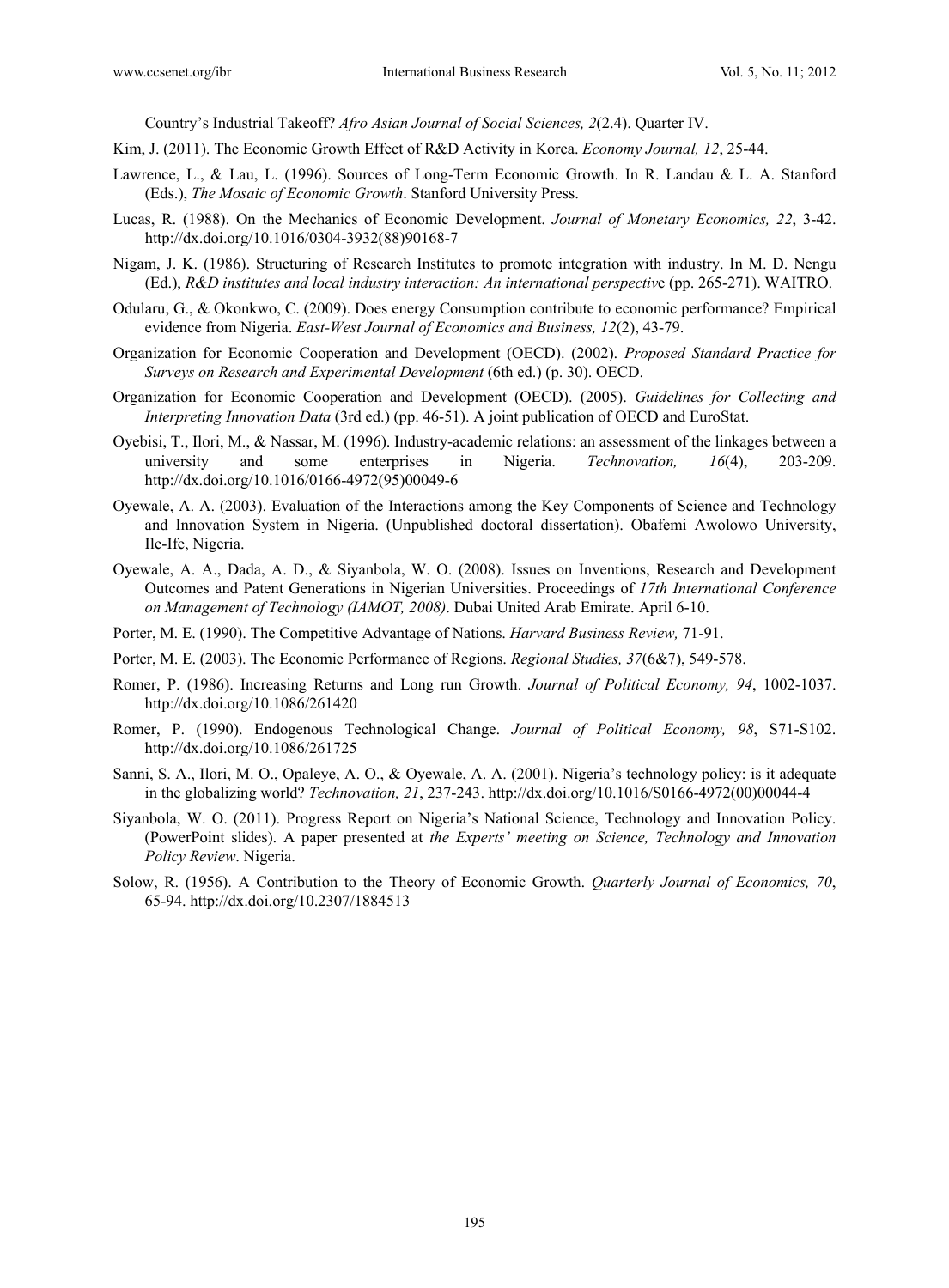Country's Industrial Takeoff? *Afro Asian Journal of Social Sciences, 2*(2.4). Quarter IV.

Kim, J. (2011). The Economic Growth Effect of R&D Activity in Korea. *Economy Journal, 12*, 25-44.

Lawrence, L., & Lau, L. (1996). Sources of Long-Term Economic Growth. In R. Landau & L. A. Stanford (Eds.), *The Mosaic of Economic Growth*. Stanford University Press.

Lucas, R. (1988). On the Mechanics of Economic Development. *Journal of Monetary Economics, 22*, 3-42. http://dx.doi.org/10.1016/0304-3932(88)90168-7

Nigam, J. K. (1986). Structuring of Research Institutes to promote integration with industry. In M. D. Nengu (Ed.), *R&D institutes and local industry interaction: An international perspective* (pp. 265-271). WAITRO.

Odularu, G., & Okonkwo, C. (2009). Does energy Consumption contribute to economic performance? Empirical evidence from Nigeria. *East-West Journal of Economics and Business, 12*(2), 43-79.

Organization for Economic Cooperation and Development (OECD). (2002). *Proposed Standard Practice for Surveys on Research and Experimental Development* (6th ed.) (p. 30). OECD.

Organization for Economic Cooperation and Development (OECD). (2005). *Guidelines for Collecting and Interpreting Innovation Data* (3rd ed.) (pp. 46-51). A joint publication of OECD and EuroStat.

Oyebisi, T., Ilori, M., & Nassar, M. (1996). Industry-academic relations: an assessment of the linkages between a university and some enterprises in Nigeria. *Technovation, 16*(4), 203-209. http://dx.doi.org/10.1016/0166-4972(95)00049-6

Oyewale, A. A. (2003). Evaluation of the Interactions among the Key Components of Science and Technology and Innovation System in Nigeria. (Unpublished doctoral dissertation). Obafemi Awolowo University, Ile-Ife, Nigeria.

Oyewale, A. A., Dada, A. D., & Siyanbola, W. O. (2008). Issues on Inventions, Research and Development Outcomes and Patent Generations in Nigerian Universities. Proceedings of *17th International Conference on Management of Technology (IAMOT, 2008)*. Dubai United Arab Emirate. April 6-10.

Porter, M. E. (1990). The Competitive Advantage of Nations. *Harvard Business Review,* 71-91.

Porter, M. E. (2003). The Economic Performance of Regions. *Regional Studies, 37*(6&7), 549-578.

Romer, P. (1986). Increasing Returns and Long run Growth. *Journal of Political Economy, 94*, 1002-1037. http://dx.doi.org/10.1086/261420

Romer, P. (1990). Endogenous Technological Change. *Journal of Political Economy, 98*, S71-S102. http://dx.doi.org/10.1086/261725

Sanni, S. A., Ilori, M. O., Opaleye, A. O., & Oyewale, A. A. (2001). Nigeria's technology policy: is it adequate in the globalizing world? *Technovation, 21*, 237-243. http://dx.doi.org/10.1016/S0166-4972(00)00044-4

Siyanbola, W. O. (2011). Progress Report on Nigeria's National Science, Technology and Innovation Policy. (PowerPoint slides). A paper presented at *the Experts' meeting on Science, Technology and Innovation Policy Review*. Nigeria.

Solow, R. (1956). A Contribution to the Theory of Economic Growth. *Quarterly Journal of Economics, 70*, 65-94. http://dx.doi.org/10.2307/1884513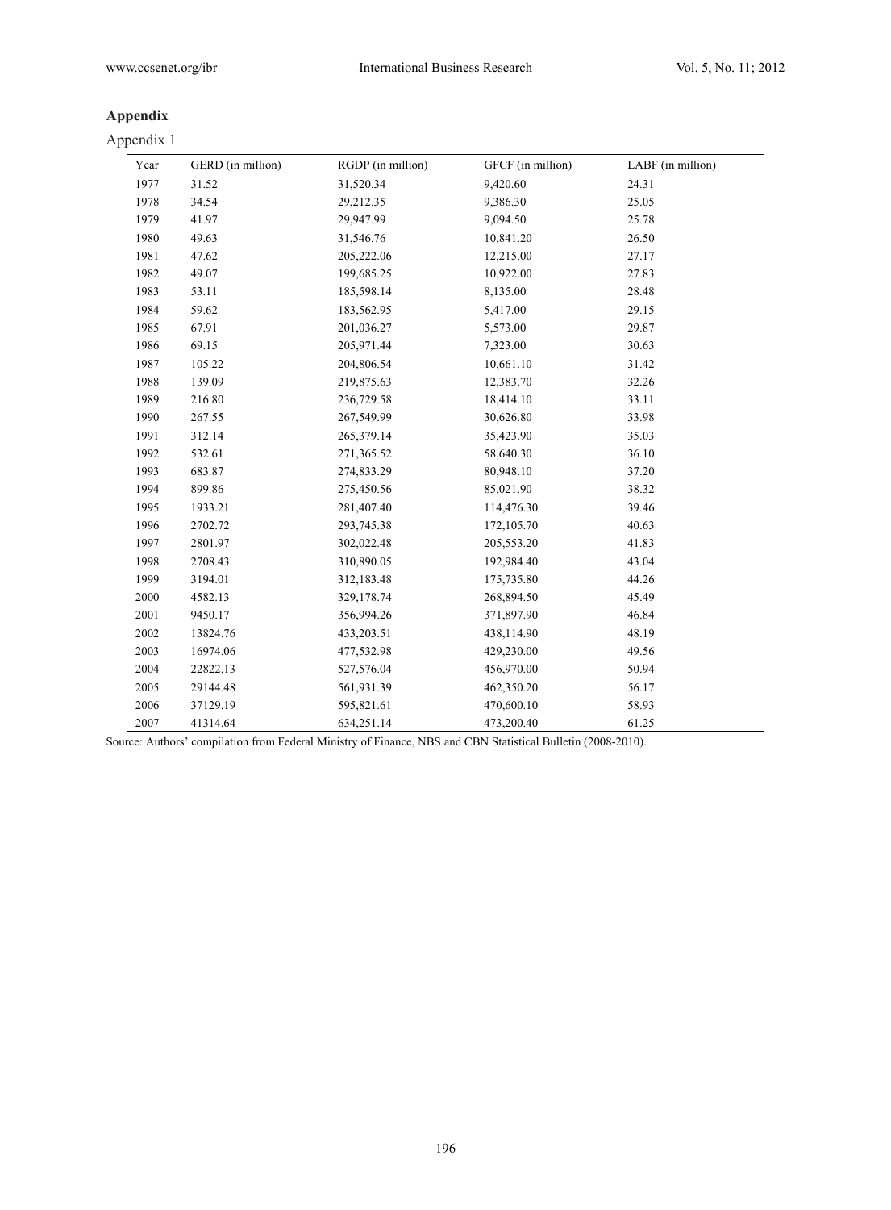## Appendix

Appendix 1

| Year | GERD (in million) | RGDP (in million) | GFCF (in million) | LABF (in million) |
|---|---|---|---|---|
| 1977 | 31.52 | 31,520.34 | 9,420.60 | 24.31 |
| 1978 | 34.54 | 29,212.35 | 9,386.30 | 25.05 |
| 1979 | 41.97 | 29,947.99 | 9,094.50 | 25.78 |
| 1980 | 49.63 | 31,546.76 | 10,841.20 | 26.50 |
| 1981 | 47.62 | 205,222.06 | 12,215.00 | 27.17 |
| 1982 | 49.07 | 199,685.25 | 10,922.00 | 27.83 |
| 1983 | 53.11 | 185,598.14 | 8,135.00 | 28.48 |
| 1984 | 59.62 | 183,562.95 | 5,417.00 | 29.15 |
| 1985 | 67.91 | 201,036.27 | 5,573.00 | 29.87 |
| 1986 | 69.15 | 205,971.44 | 7,323.00 | 30.63 |
| 1987 | 105.22 | 204,806.54 | 10,661.10 | 31.42 |
| 1988 | 139.09 | 219,875.63 | 12,383.70 | 32.26 |
| 1989 | 216.80 | 236,729.58 | 18,414.10 | 33.11 |
| 1990 | 267.55 | 267,549.99 | 30,626.80 | 33.98 |
| 1991 | 312.14 | 265,379.14 | 35,423.90 | 35.03 |
| 1992 | 532.61 | 271,365.52 | 58,640.30 | 36.10 |
| 1993 | 683.87 | 274,833.29 | 80,948.10 | 37.20 |
| 1994 | 899.86 | 275,450.56 | 85,021.90 | 38.32 |
| 1995 | 1933.21 | 281,407.40 | 114,476.30 | 39.46 |
| 1996 | 2702.72 | 293,745.38 | 172,105.70 | 40.63 |
| 1997 | 2801.97 | 302,022.48 | 205,553.20 | 41.83 |
| 1998 | 2708.43 | 310,890.05 | 192,984.40 | 43.04 |
| 1999 | 3194.01 | 312,183.48 | 175,735.80 | 44.26 |
| 2000 | 4582.13 | 329,178.74 | 268,894.50 | 45.49 |
| 2001 | 9450.17 | 356,994.26 | 371,897.90 | 46.84 |
| 2002 | 13824.76 | 433,203.51 | 438,114.90 | 48.19 |
| 2003 | 16974.06 | 477,532.98 | 429,230.00 | 49.56 |
| 2004 | 22822.13 | 527,576.04 | 456,970.00 | 50.94 |
| 2005 | 29144.48 | 561,931.39 | 462,350.20 | 56.17 |
| 2006 | 37129.19 | 595,821.61 | 470,600.10 | 58.93 |
| 2007 | 41314.64 | 634,251.14 | 473,200.40 | 61.25 |

Source: Authors' compilation from Federal Ministry of Finance, NBS and CBN Statistical Bulletin (2008-2010).